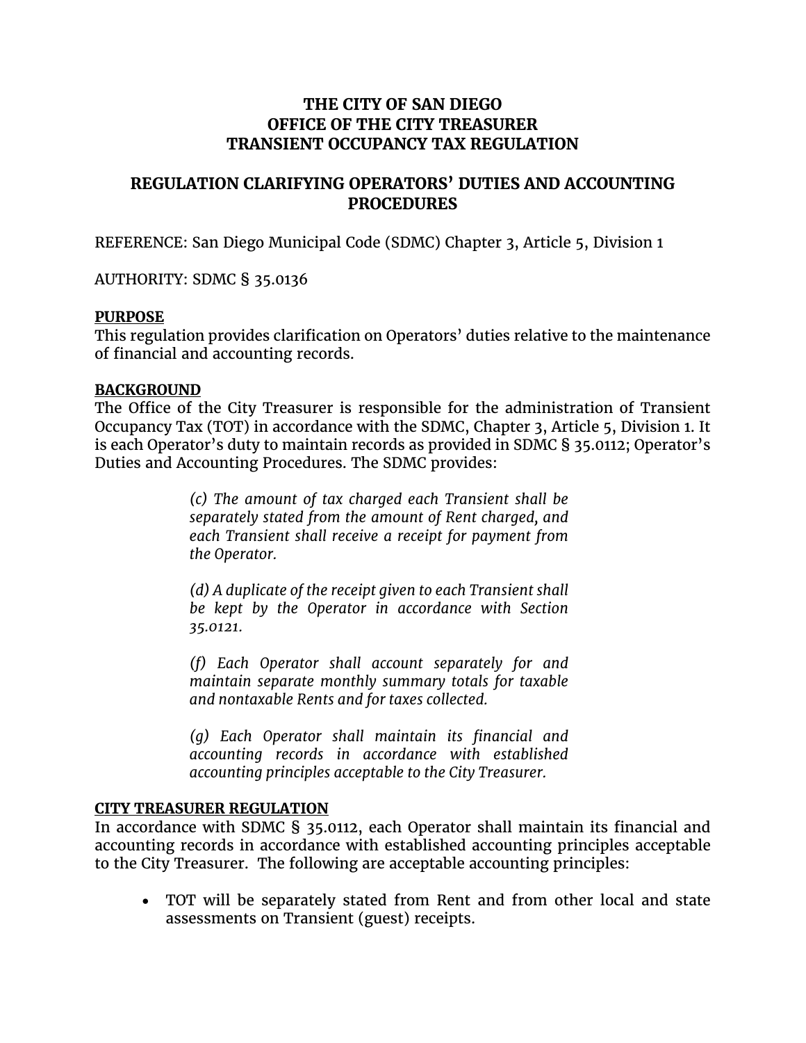# THE CITY OF SAN DIEGO
# OFFICE OF THE CITY TREASURER
# TRANSIENT OCCUPANCY TAX REGULATION

## REGULATION CLARIFYING OPERATORS' DUTIES AND ACCOUNTING PROCEDURES

REFERENCE: San Diego Municipal Code (SDMC) Chapter 3, Article 5, Division 1

AUTHORITY: SDMC § 35.0136

**PURPOSE**

This regulation provides clarification on Operators' duties relative to the maintenance of financial and accounting records.

**BACKGROUND**

The Office of the City Treasurer is responsible for the administration of Transient Occupancy Tax (TOT) in accordance with the SDMC, Chapter 3, Article 5, Division 1. It is each Operator's duty to maintain records as provided in SDMC § 35.0112; Operator's Duties and Accounting Procedures. The SDMC provides:

> *(c) The amount of tax charged each Transient shall be separately stated from the amount of Rent charged, and each Transient shall receive a receipt for payment from the Operator.*
>
> *(d) A duplicate of the receipt given to each Transient shall be kept by the Operator in accordance with Section 35.0121.*
>
> *(f) Each Operator shall account separately for and maintain separate monthly summary totals for taxable and nontaxable Rents and for taxes collected.*
>
> *(g) Each Operator shall maintain its financial and accounting records in accordance with established accounting principles acceptable to the City Treasurer.*

**CITY TREASURER REGULATION**

In accordance with SDMC § 35.0112, each Operator shall maintain its financial and accounting records in accordance with established accounting principles acceptable to the City Treasurer. The following are acceptable accounting principles:

- TOT will be separately stated from Rent and from other local and state assessments on Transient (guest) receipts.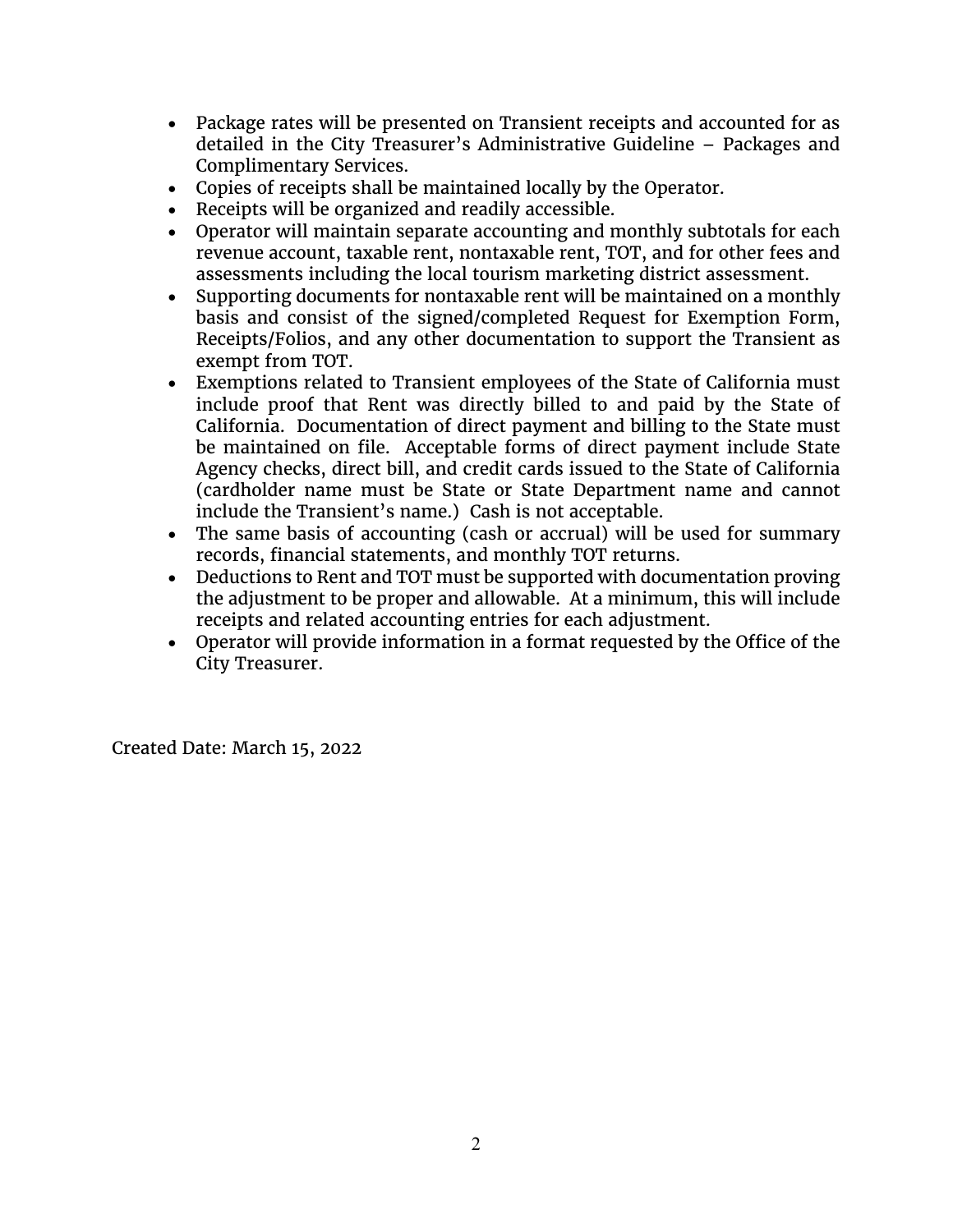- Package rates will be presented on Transient receipts and accounted for as detailed in the City Treasurer's Administrative Guideline – Packages and Complimentary Services.
- Copies of receipts shall be maintained locally by the Operator.
- Receipts will be organized and readily accessible.
- Operator will maintain separate accounting and monthly subtotals for each revenue account, taxable rent, nontaxable rent, TOT, and for other fees and assessments including the local tourism marketing district assessment.
- Supporting documents for nontaxable rent will be maintained on a monthly basis and consist of the signed/completed Request for Exemption Form, Receipts/Folios, and any other documentation to support the Transient as exempt from TOT.
- Exemptions related to Transient employees of the State of California must include proof that Rent was directly billed to and paid by the State of California. Documentation of direct payment and billing to the State must be maintained on file. Acceptable forms of direct payment include State Agency checks, direct bill, and credit cards issued to the State of California (cardholder name must be State or State Department name and cannot include the Transient's name.) Cash is not acceptable.
- The same basis of accounting (cash or accrual) will be used for summary records, financial statements, and monthly TOT returns.
- Deductions to Rent and TOT must be supported with documentation proving the adjustment to be proper and allowable. At a minimum, this will include receipts and related accounting entries for each adjustment.
- Operator will provide information in a format requested by the Office of the City Treasurer.

Created Date: March 15, 2022